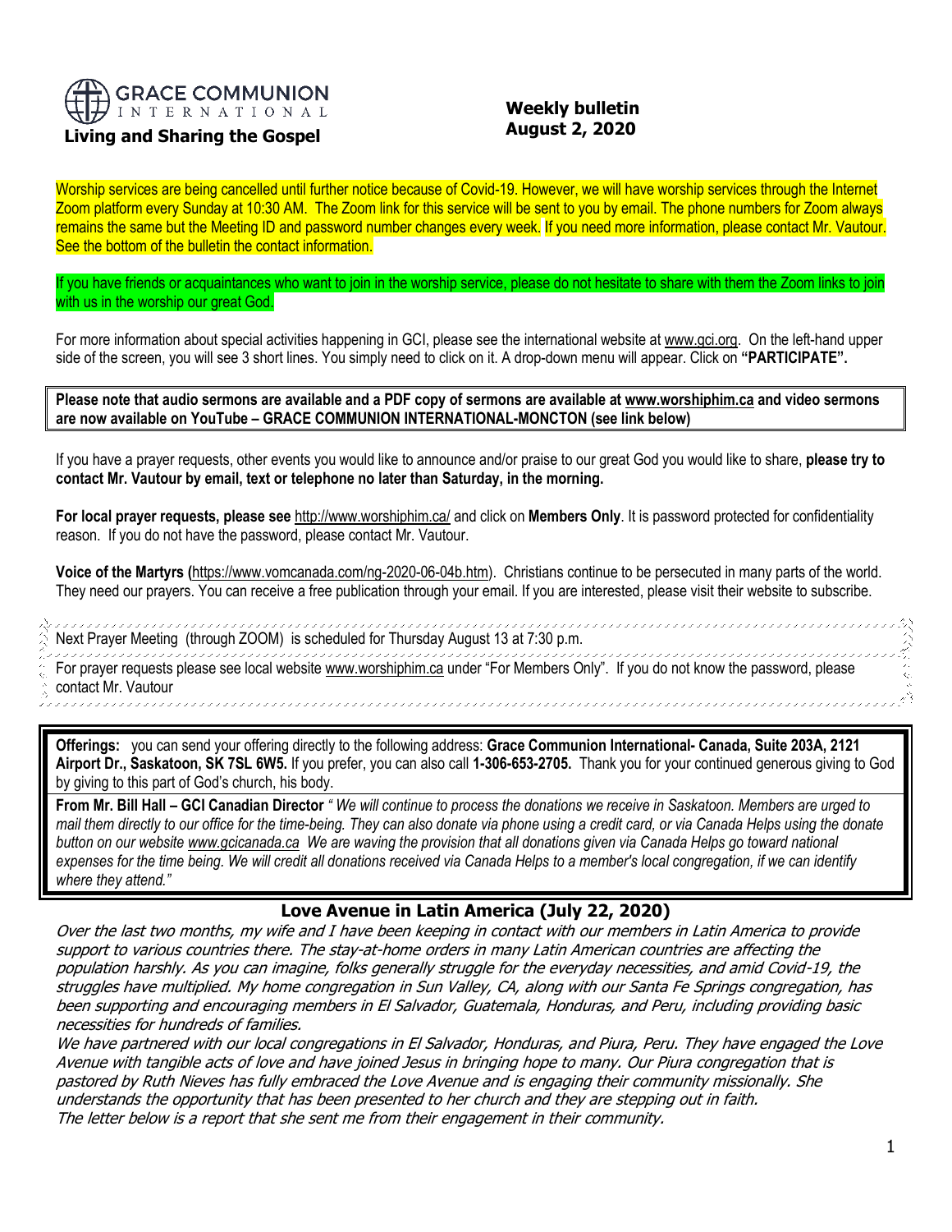**GRACE COMMUNION INTERNATIONAL**

**Living and Sharing the Gospel**

**Weekly bulletin**
**August 2, 2020**

Worship services are being cancelled until further notice because of Covid-19. However, we will have worship services through the Internet Zoom platform every Sunday at 10:30 AM. The Zoom link for this service will be sent to you by email. The phone numbers for Zoom always remains the same but the Meeting ID and password number changes every week. If you need more information, please contact Mr. Vautour. See the bottom of the bulletin the contact information.

If you have friends or acquaintances who want to join in the worship service, please do not hesitate to share with them the Zoom links to join with us in the worship our great God.

For more information about special activities happening in GCI, please see the international website at www.gci.org. On the left-hand upper side of the screen, you will see 3 short lines. You simply need to click on it. A drop-down menu will appear. Click on **"PARTICIPATE".**

**Please note that audio sermons are available and a PDF copy of sermons are available at www.worshiphim.ca and video sermons are now available on YouTube – GRACE COMMUNION INTERNATIONAL-MONCTON (see link below)**

If you have a prayer requests, other events you would like to announce and/or praise to our great God you would like to share, **please try to contact Mr. Vautour by email, text or telephone no later than Saturday, in the morning.**

**For local prayer requests, please see** http://www.worshiphim.ca/ and click on **Members Only**. It is password protected for confidentiality reason. If you do not have the password, please contact Mr. Vautour.

**Voice of the Martyrs (**https://www.vomcanada.com/ng-2020-06-04b.htm). Christians continue to be persecuted in many parts of the world. They need our prayers. You can receive a free publication through your email. If you are interested, please visit their website to subscribe.

Next Prayer Meeting (through ZOOM) is scheduled for Thursday August 13 at 7:30 p.m.

For prayer requests please see local website www.worshiphim.ca under "For Members Only". If you do not know the password, please contact Mr. Vautour

**Offerings:** you can send your offering directly to the following address: **Grace Communion International- Canada, Suite 203A, 2121 Airport Dr., Saskatoon, SK 7SL 6W5.** If you prefer, you can also call **1-306-653-2705.** Thank you for your continued generous giving to God by giving to this part of God's church, his body.

**From Mr. Bill Hall – GCI Canadian Director** *" We will continue to process the donations we receive in Saskatoon. Members are urged to mail them directly to our office for the time-being. They can also donate via phone using a credit card, or via Canada Helps using the donate button on our website www.gcicanada.ca We are waving the provision that all donations given via Canada Helps go toward national expenses for the time being. We will credit all donations received via Canada Helps to a member's local congregation, if we can identify where they attend."*

## Love Avenue in Latin America (July 22, 2020)

*Over the last two months, my wife and I have been keeping in contact with our members in Latin America to provide support to various countries there. The stay-at-home orders in many Latin American countries are affecting the population harshly. As you can imagine, folks generally struggle for the everyday necessities, and amid Covid-19, the struggles have multiplied. My home congregation in Sun Valley, CA, along with our Santa Fe Springs congregation, has been supporting and encouraging members in El Salvador, Guatemala, Honduras, and Peru, including providing basic necessities for hundreds of families.*

*We have partnered with our local congregations in El Salvador, Honduras, and Piura, Peru. They have engaged the Love Avenue with tangible acts of love and have joined Jesus in bringing hope to many. Our Piura congregation that is pastored by Ruth Nieves has fully embraced the Love Avenue and is engaging their community missionally. She understands the opportunity that has been presented to her church and they are stepping out in faith.*

*The letter below is a report that she sent me from their engagement in their community.*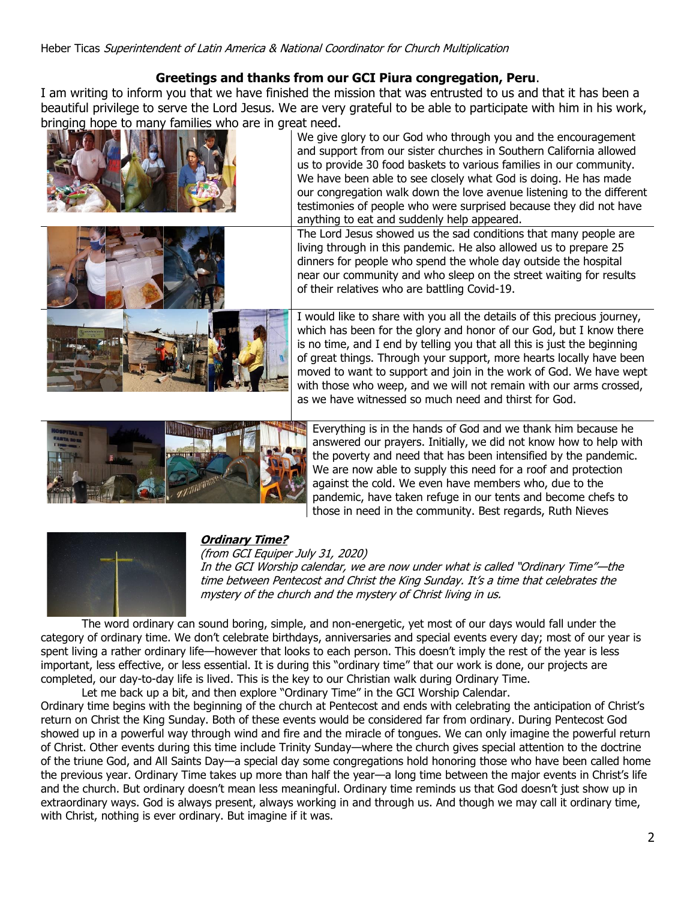Heber Ticas *Superintendent of Latin America & National Coordinator for Church Multiplication*

**Greetings and thanks from our GCI Piura congregation, Peru**.

I am writing to inform you that we have finished the mission that was entrusted to us and that it has been a beautiful privilege to serve the Lord Jesus. We are very grateful to be able to participate with him in his work, bringing hope to many families who are in great need.

We give glory to our God who through you and the encouragement and support from our sister churches in Southern California allowed us to provide 30 food baskets to various families in our community. We have been able to see closely what God is doing. He has made our congregation walk down the love avenue listening to the different testimonies of people who were surprised because they did not have anything to eat and suddenly help appeared.

The Lord Jesus showed us the sad conditions that many people are living through in this pandemic. He also allowed us to prepare 25 dinners for people who spend the whole day outside the hospital near our community and who sleep on the street waiting for results of their relatives who are battling Covid-19.

I would like to share with you all the details of this precious journey, which has been for the glory and honor of our God, but I know there is no time, and I end by telling you that all this is just the beginning of great things. Through your support, more hearts locally have been moved to want to support and join in the work of God. We have wept with those who weep, and we will not remain with our arms crossed, as we have witnessed so much need and thirst for God.

Everything is in the hands of God and we thank him because he answered our prayers. Initially, we did not know how to help with the poverty and need that has been intensified by the pandemic. We are now able to supply this need for a roof and protection against the cold. We even have members who, due to the pandemic, have taken refuge in our tents and become chefs to those in need in the community. Best regards, Ruth Nieves

***Ordinary Time?***

*(from GCI Equiper July 31, 2020)*

*In the GCI Worship calendar, we are now under what is called "Ordinary Time"—the time between Pentecost and Christ the King Sunday. It's a time that celebrates the mystery of the church and the mystery of Christ living in us.*

The word ordinary can sound boring, simple, and non-energetic, yet most of our days would fall under the category of ordinary time. We don't celebrate birthdays, anniversaries and special events every day; most of our year is spent living a rather ordinary life—however that looks to each person. This doesn't imply the rest of the year is less important, less effective, or less essential. It is during this "ordinary time" that our work is done, our projects are completed, our day-to-day life is lived. This is the key to our Christian walk during Ordinary Time.

Let me back up a bit, and then explore "Ordinary Time" in the GCI Worship Calendar.

Ordinary time begins with the beginning of the church at Pentecost and ends with celebrating the anticipation of Christ's return on Christ the King Sunday. Both of these events would be considered far from ordinary. During Pentecost God showed up in a powerful way through wind and fire and the miracle of tongues. We can only imagine the powerful return of Christ. Other events during this time include Trinity Sunday—where the church gives special attention to the doctrine of the triune God, and All Saints Day—a special day some congregations hold honoring those who have been called home the previous year. Ordinary Time takes up more than half the year—a long time between the major events in Christ's life and the church. But ordinary doesn't mean less meaningful. Ordinary time reminds us that God doesn't just show up in extraordinary ways. God is always present, always working in and through us. And though we may call it ordinary time, with Christ, nothing is ever ordinary. But imagine if it was.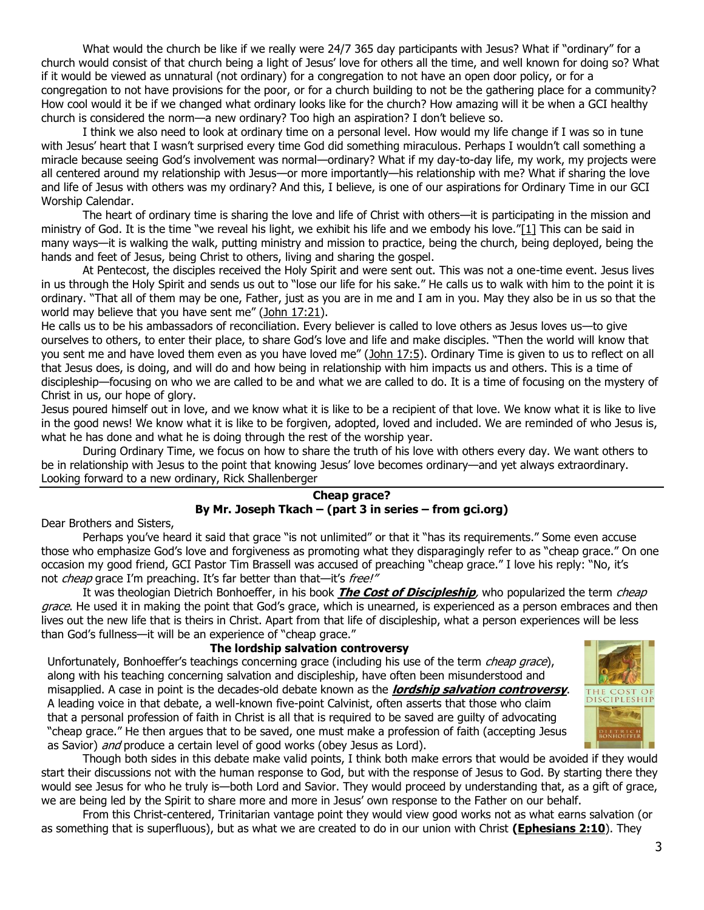What would the church be like if we really were 24/7 365 day participants with Jesus? What if "ordinary" for a church would consist of that church being a light of Jesus' love for others all the time, and well known for doing so? What if it would be viewed as unnatural (not ordinary) for a congregation to not have an open door policy, or for a congregation to not have provisions for the poor, or for a church building to not be the gathering place for a community? How cool would it be if we changed what ordinary looks like for the church? How amazing will it be when a GCI healthy church is considered the norm—a new ordinary? Too high an aspiration? I don't believe so.

I think we also need to look at ordinary time on a personal level. How would my life change if I was so in tune with Jesus' heart that I wasn't surprised every time God did something miraculous. Perhaps I wouldn't call something a miracle because seeing God's involvement was normal—ordinary? What if my day-to-day life, my work, my projects were all centered around my relationship with Jesus—or more importantly—his relationship with me? What if sharing the love and life of Jesus with others was my ordinary? And this, I believe, is one of our aspirations for Ordinary Time in our GCI Worship Calendar.

The heart of ordinary time is sharing the love and life of Christ with others—it is participating in the mission and ministry of God. It is the time "we reveal his light, we exhibit his life and we embody his love."[1] This can be said in many ways—it is walking the walk, putting ministry and mission to practice, being the church, being deployed, being the hands and feet of Jesus, being Christ to others, living and sharing the gospel.

At Pentecost, the disciples received the Holy Spirit and were sent out. This was not a one-time event. Jesus lives in us through the Holy Spirit and sends us out to "lose our life for his sake." He calls us to walk with him to the point it is ordinary. "That all of them may be one, Father, just as you are in me and I am in you. May they also be in us so that the world may believe that you have sent me" (John 17:21).

He calls us to be his ambassadors of reconciliation. Every believer is called to love others as Jesus loves us—to give ourselves to others, to enter their place, to share God's love and life and make disciples. "Then the world will know that you sent me and have loved them even as you have loved me" (John 17:5). Ordinary Time is given to us to reflect on all that Jesus does, is doing, and will do and how being in relationship with him impacts us and others. This is a time of discipleship—focusing on who we are called to be and what we are called to do. It is a time of focusing on the mystery of Christ in us, our hope of glory.

Jesus poured himself out in love, and we know what it is like to be a recipient of that love. We know what it is like to live in the good news! We know what it is like to be forgiven, adopted, loved and included. We are reminded of who Jesus is, what he has done and what he is doing through the rest of the worship year.

During Ordinary Time, we focus on how to share the truth of his love with others every day. We want others to be in relationship with Jesus to the point that knowing Jesus' love becomes ordinary—and yet always extraordinary.

Looking forward to a new ordinary, Rick Shallenberger

## Cheap grace?
### By Mr. Joseph Tkach – (part 3 in series – from gci.org)

Dear Brothers and Sisters,

Perhaps you've heard it said that grace "is not unlimited" or that it "has its requirements." Some even accuse those who emphasize God's love and forgiveness as promoting what they disparagingly refer to as "cheap grace." On one occasion my good friend, GCI Pastor Tim Brassell was accused of preaching "cheap grace." I love his reply: "No, it's not *cheap* grace I'm preaching. It's far better than that—it's *free!*"

It was theologian Dietrich Bonhoeffer, in his book ***The Cost of Discipleship***, who popularized the term *cheap grace*. He used it in making the point that God's grace, which is unearned, is experienced as a person embraces and then lives out the new life that is theirs in Christ. Apart from that life of discipleship, what a person experiences will be less than God's fullness—it will be an experience of "cheap grace."

### The lordship salvation controversy

Unfortunately, Bonhoeffer's teachings concerning grace (including his use of the term *cheap grace*), along with his teaching concerning salvation and discipleship, have often been misunderstood and misapplied. A case in point is the decades-old debate known as the ***lordship salvation controversy***. A leading voice in that debate, a well-known five-point Calvinist, often asserts that those who claim that a personal profession of faith in Christ is all that is required to be saved are guilty of advocating "cheap grace." He then argues that to be saved, one must make a profession of faith (accepting Jesus as Savior) *and* produce a certain level of good works (obey Jesus as Lord).

Though both sides in this debate make valid points, I think both make errors that would be avoided if they would start their discussions not with the human response to God, but with the response of Jesus to God. By starting there they would see Jesus for who he truly is—both Lord and Savior. They would proceed by understanding that, as a gift of grace, we are being led by the Spirit to share more and more in Jesus' own response to the Father on our behalf.

From this Christ-centered, Trinitarian vantage point they would view good works not as what earns salvation (or as something that is superfluous), but as what we are created to do in our union with Christ **(Ephesians 2:10)**. They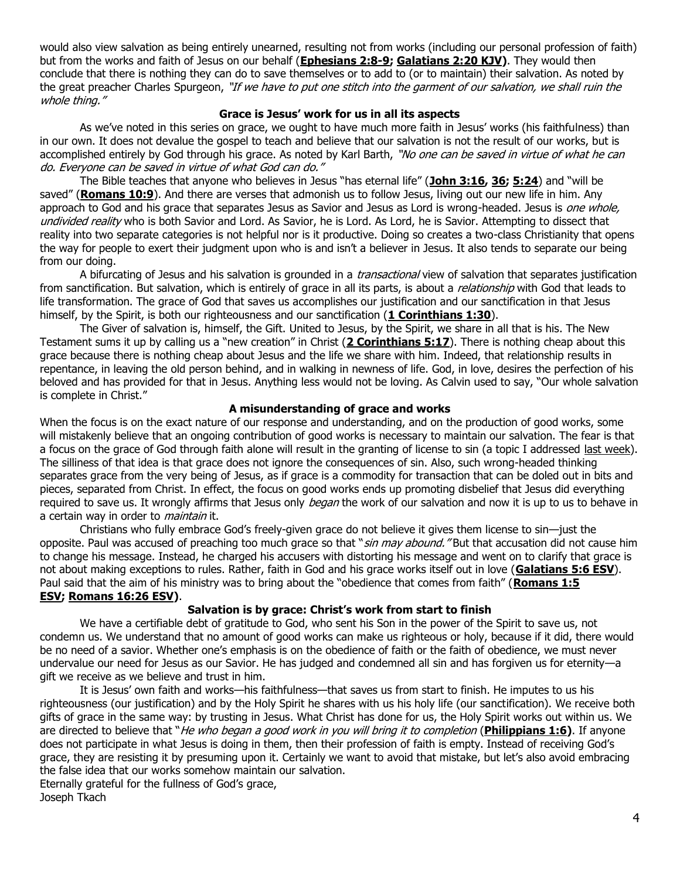would also view salvation as being entirely unearned, resulting not from works (including our personal profession of faith) but from the works and faith of Jesus on our behalf (**Ephesians 2:8-9; Galatians 2:20 KJV)**. They would then conclude that there is nothing they can do to save themselves or to add to (or to maintain) their salvation. As noted by the great preacher Charles Spurgeon, *"If we have to put one stitch into the garment of our salvation, we shall ruin the whole thing."*

### Grace is Jesus' work for us in all its aspects

As we've noted in this series on grace, we ought to have much more faith in Jesus' works (his faithfulness) than in our own. It does not devalue the gospel to teach and believe that our salvation is not the result of our works, but is accomplished entirely by God through his grace. As noted by Karl Barth, *"No one can be saved in virtue of what he can do. Everyone can be saved in virtue of what God can do."*

The Bible teaches that anyone who believes in Jesus "has eternal life" (**John 3:16, 36; 5:24**) and "will be saved" (**Romans 10:9**). And there are verses that admonish us to follow Jesus, living out our new life in him. Any approach to God and his grace that separates Jesus as Savior and Jesus as Lord is wrong-headed. Jesus is *one whole, undivided reality* who is both Savior and Lord. As Savior, he is Lord. As Lord, he is Savior. Attempting to dissect that reality into two separate categories is not helpful nor is it productive. Doing so creates a two-class Christianity that opens the way for people to exert their judgment upon who is and isn't a believer in Jesus. It also tends to separate our being from our doing.

A bifurcating of Jesus and his salvation is grounded in a *transactional* view of salvation that separates justification from sanctification. But salvation, which is entirely of grace in all its parts, is about a *relationship* with God that leads to life transformation. The grace of God that saves us accomplishes our justification and our sanctification in that Jesus himself, by the Spirit, is both our righteousness and our sanctification (**1 Corinthians 1:30**).

The Giver of salvation is, himself, the Gift. United to Jesus, by the Spirit, we share in all that is his. The New Testament sums it up by calling us a "new creation" in Christ (**2 Corinthians 5:17**). There is nothing cheap about this grace because there is nothing cheap about Jesus and the life we share with him. Indeed, that relationship results in repentance, in leaving the old person behind, and in walking in newness of life. God, in love, desires the perfection of his beloved and has provided for that in Jesus. Anything less would not be loving. As Calvin used to say, "Our whole salvation is complete in Christ."

### A misunderstanding of grace and works

When the focus is on the exact nature of our response and understanding, and on the production of good works, some will mistakenly believe that an ongoing contribution of good works is necessary to maintain our salvation. The fear is that a focus on the grace of God through faith alone will result in the granting of license to sin (a topic I addressed last week). The silliness of that idea is that grace does not ignore the consequences of sin. Also, such wrong-headed thinking separates grace from the very being of Jesus, as if grace is a commodity for transaction that can be doled out in bits and pieces, separated from Christ. In effect, the focus on good works ends up promoting disbelief that Jesus did everything required to save us. It wrongly affirms that Jesus only *began* the work of our salvation and now it is up to us to behave in a certain way in order to *maintain* it.

Christians who fully embrace God's freely-given grace do not believe it gives them license to sin—just the opposite. Paul was accused of preaching too much grace so that "*sin may abound."* But that accusation did not cause him to change his message. Instead, he charged his accusers with distorting his message and went on to clarify that grace is not about making exceptions to rules. Rather, faith in God and his grace works itself out in love (**Galatians 5:6 ESV**). Paul said that the aim of his ministry was to bring about the "obedience that comes from faith" (**Romans 1:5 ESV; Romans 16:26 ESV)**.

### Salvation is by grace: Christ's work from start to finish

We have a certifiable debt of gratitude to God, who sent his Son in the power of the Spirit to save us, not condemn us. We understand that no amount of good works can make us righteous or holy, because if it did, there would be no need of a savior. Whether one's emphasis is on the obedience of faith or the faith of obedience, we must never undervalue our need for Jesus as our Savior. He has judged and condemned all sin and has forgiven us for eternity—a gift we receive as we believe and trust in him.

It is Jesus' own faith and works—his faithfulness—that saves us from start to finish. He imputes to us his righteousness (our justification) and by the Holy Spirit he shares with us his holy life (our sanctification). We receive both gifts of grace in the same way: by trusting in Jesus. What Christ has done for us, the Holy Spirit works out within us. We are directed to believe that "*He who began a good work in you will bring it to completion* (**Philippians 1:6)**. If anyone does not participate in what Jesus is doing in them, then their profession of faith is empty. Instead of receiving God's grace, they are resisting it by presuming upon it. Certainly we want to avoid that mistake, but let's also avoid embracing the false idea that our works somehow maintain our salvation.

Eternally grateful for the fullness of God's grace,
Joseph Tkach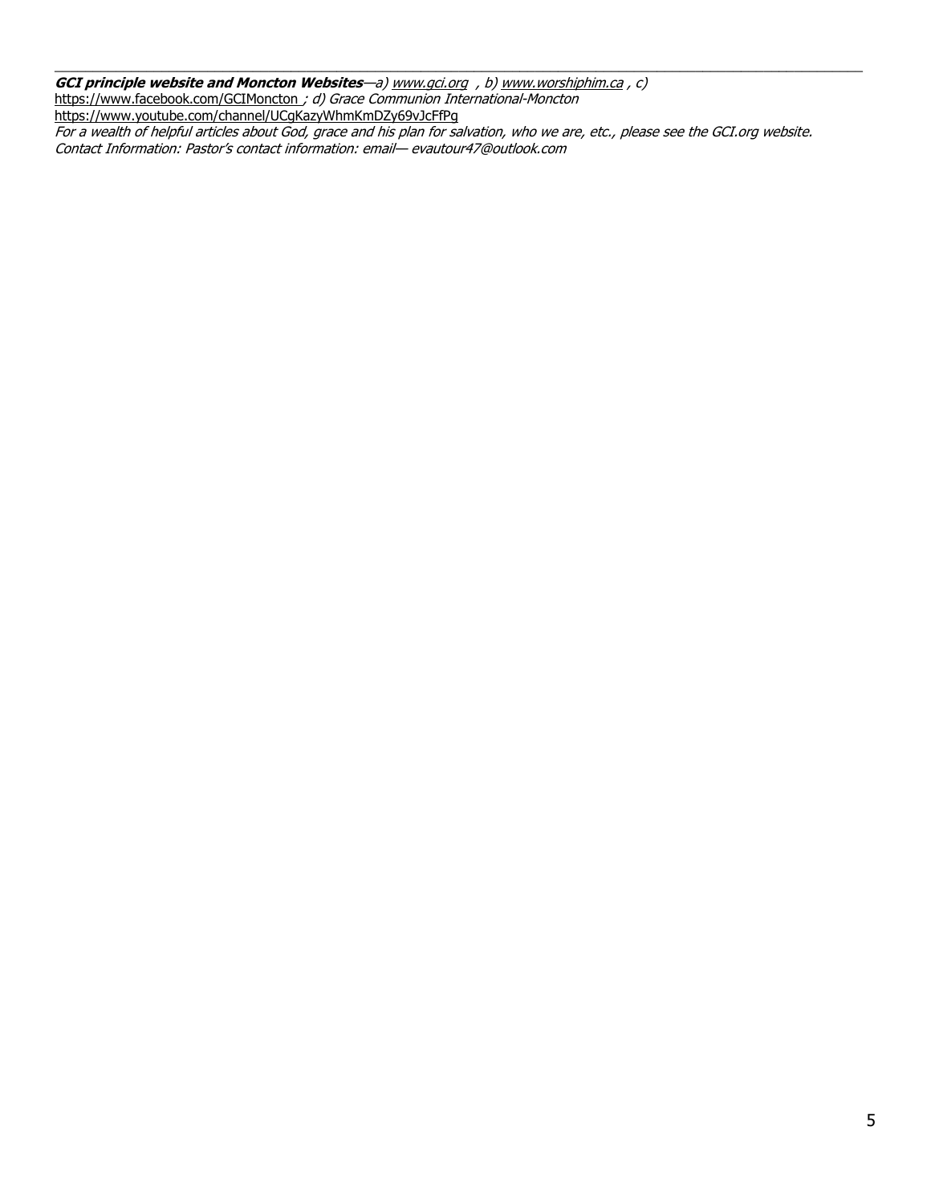***GCI principle website and Moncton Websites****—a)* *www.gci.org* *, b)* *www.worshiphim.ca* *, c)*
https://www.facebook.com/GCIMoncton *; d) Grace Communion International-Moncton*
https://www.youtube.com/channel/UCgKazyWhmKmDZy69vJcFfPg

*For a wealth of helpful articles about God, grace and his plan for salvation, who we are, etc., please see the GCI.org website.*

*Contact Information: Pastor's contact information: email— evautour47@outlook.com*